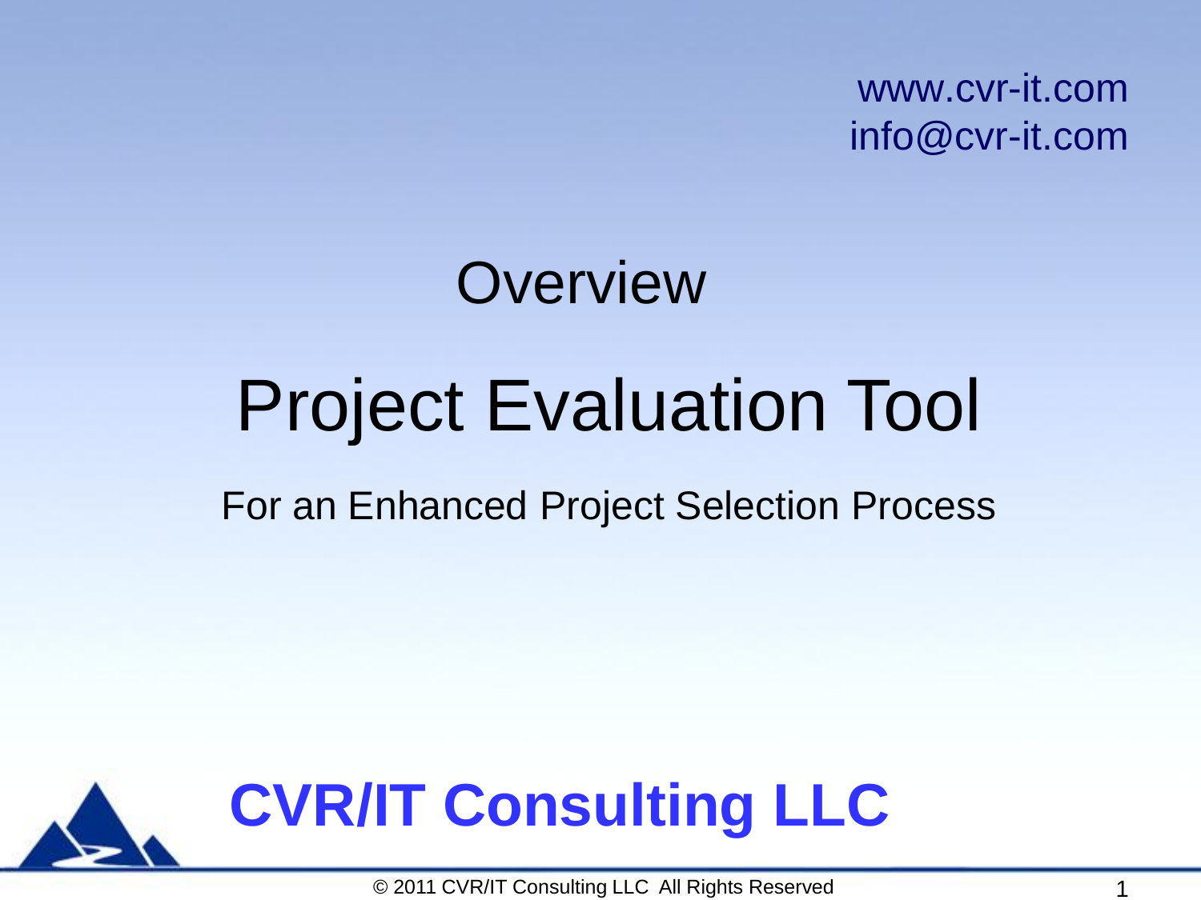www.cvr-it.com
info@cvr-it.com

# Overview

# Project Evaluation Tool

For an Enhanced Project Selection Process

**CVR/IT Consulting LLC**

© 2011 CVR/IT Consulting LLC All Rights Reserved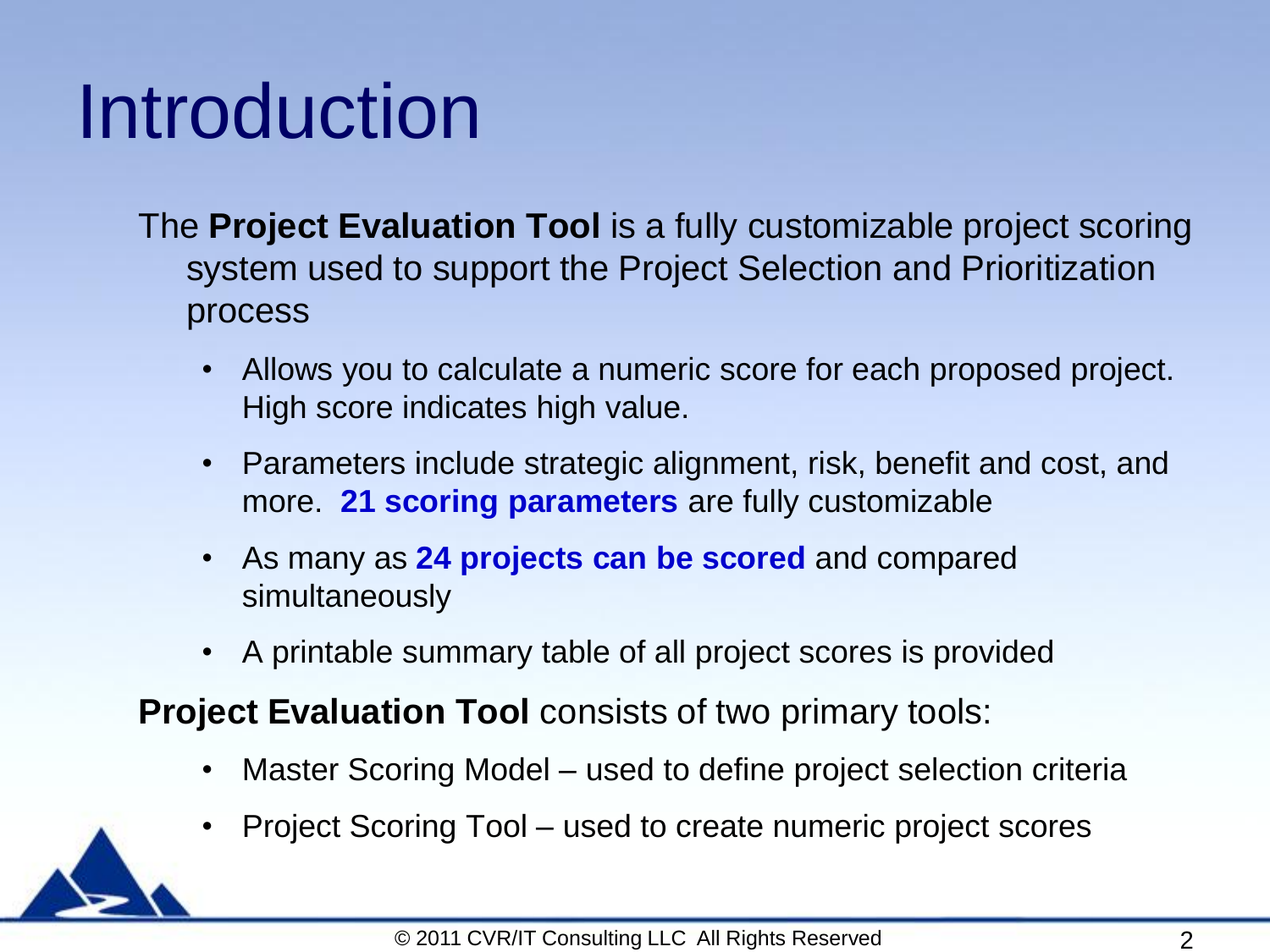# Introduction

The **Project Evaluation Tool** is a fully customizable project scoring system used to support the Project Selection and Prioritization process

- Allows you to calculate a numeric score for each proposed project. High score indicates high value.
- Parameters include strategic alignment, risk, benefit and cost, and more. **21 scoring parameters** are fully customizable
- As many as **24 projects can be scored** and compared simultaneously
- A printable summary table of all project scores is provided

**Project Evaluation Tool** consists of two primary tools:

- Master Scoring Model – used to define project selection criteria
- Project Scoring Tool – used to create numeric project scores

© 2011 CVR/IT Consulting LLC All Rights Reserved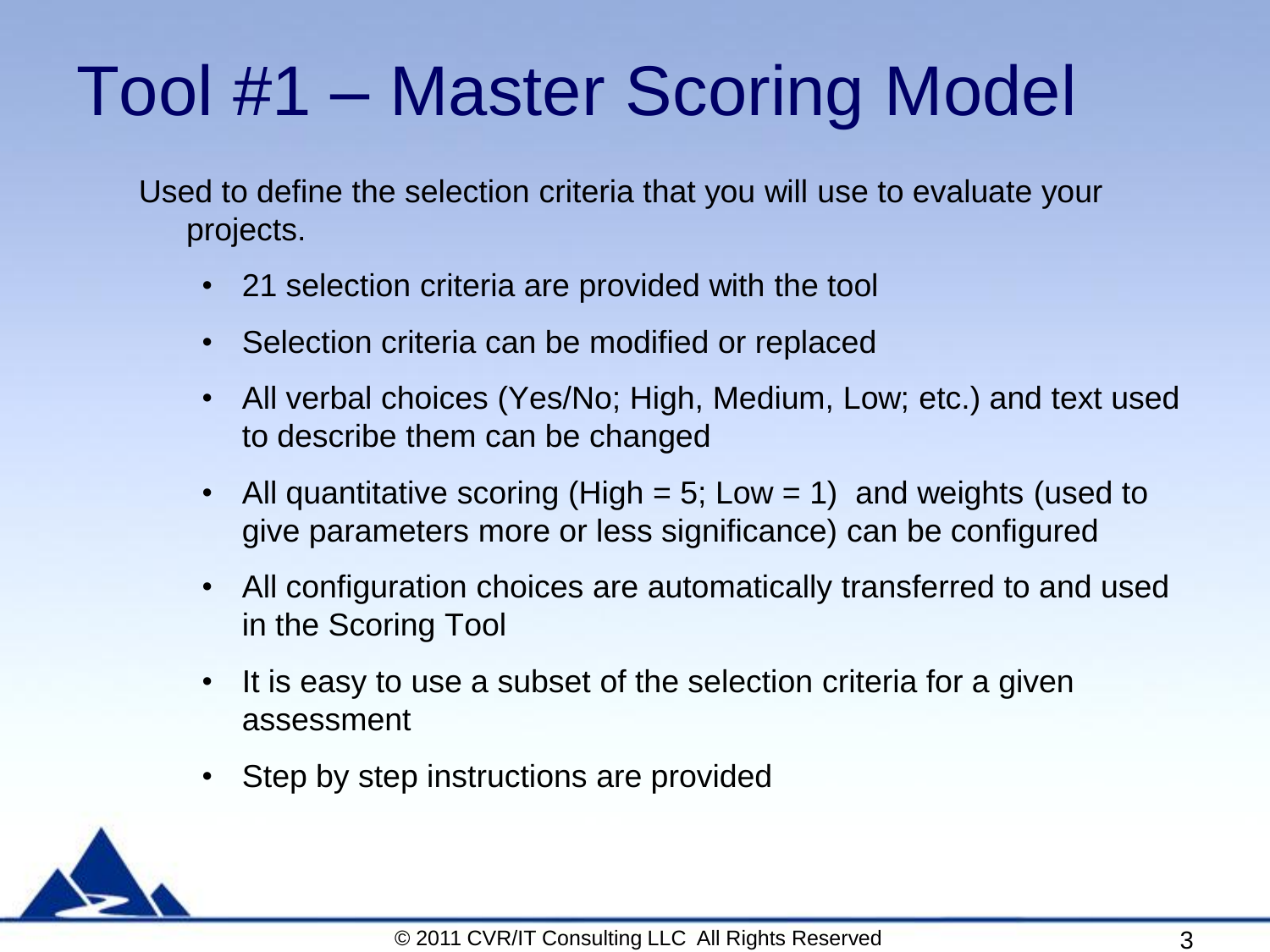# Tool #1 – Master Scoring Model

Used to define the selection criteria that you will use to evaluate your projects.

- 21 selection criteria are provided with the tool
- Selection criteria can be modified or replaced
- All verbal choices (Yes/No; High, Medium, Low; etc.) and text used to describe them can be changed
- All quantitative scoring (High = 5; Low = 1) and weights (used to give parameters more or less significance) can be configured
- All configuration choices are automatically transferred to and used in the Scoring Tool
- It is easy to use a subset of the selection criteria for a given assessment
- Step by step instructions are provided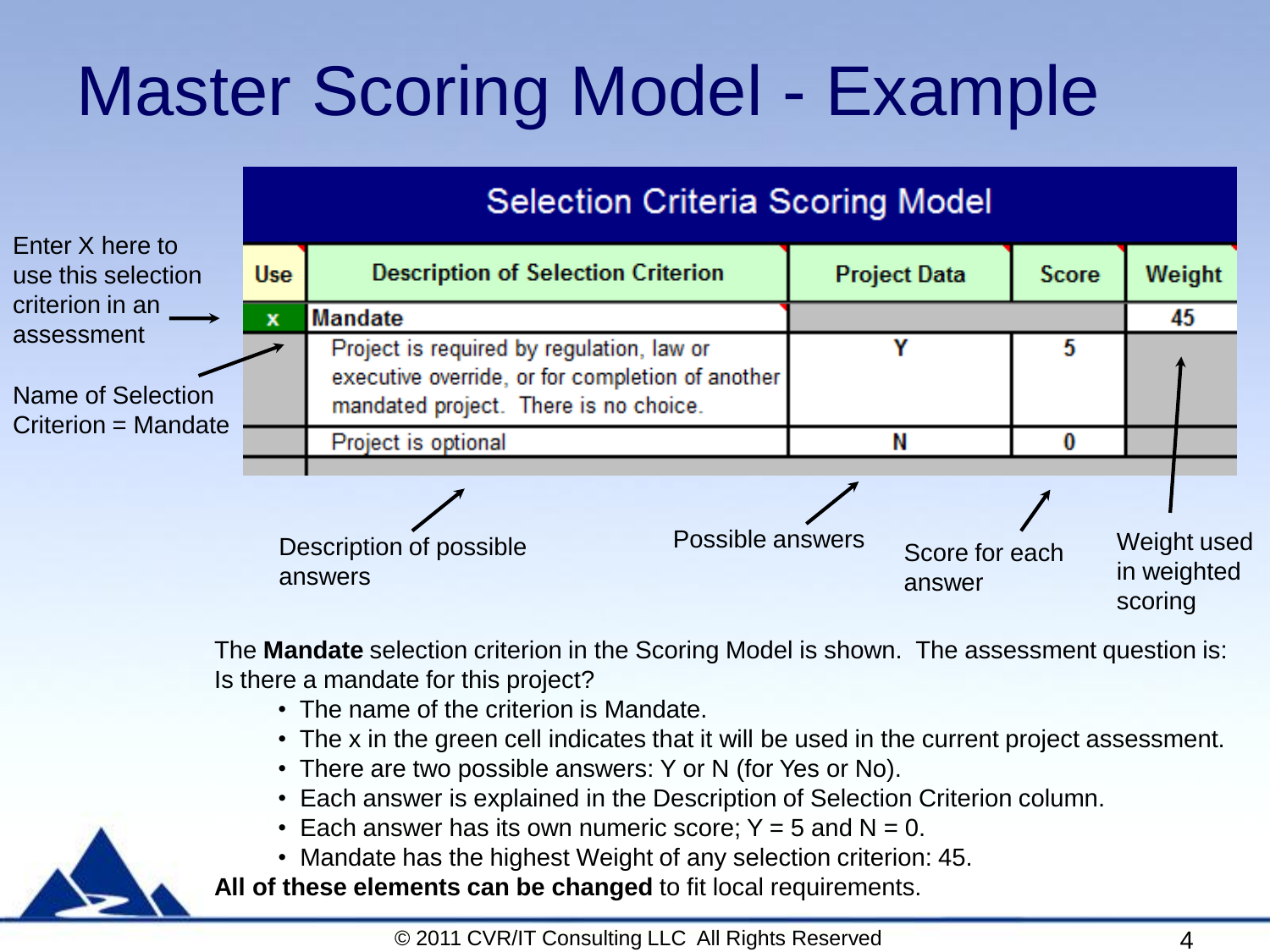# Master Scoring Model - Example

| Selection Criteria Scoring Model | | | | |
|---|---|---|---|---|
| Use | Description of Selection Criterion | Project Data | Score | Weight |
| x | Mandate | | | 45 |
| | Project is required by regulation, law or executive override, or for completion of another mandated project. There is no choice. | Y | 5 | |
| | Project is optional | N | 0 | |

Enter X here to use this selection criterion in an assessment

Name of Selection Criterion = Mandate

Description of possible answers

Possible answers

Score for each answer

Weight used in weighted scoring

The **Mandate** selection criterion in the Scoring Model is shown. The assessment question is: Is there a mandate for this project?

- The name of the criterion is Mandate.
- The x in the green cell indicates that it will be used in the current project assessment.
- There are two possible answers: Y or N (for Yes or No).
- Each answer is explained in the Description of Selection Criterion column.
- Each answer has its own numeric score; Y = 5 and N = 0.
- Mandate has the highest Weight of any selection criterion: 45.

**All of these elements can be changed** to fit local requirements.

© 2011 CVR/IT Consulting LLC All Rights Reserved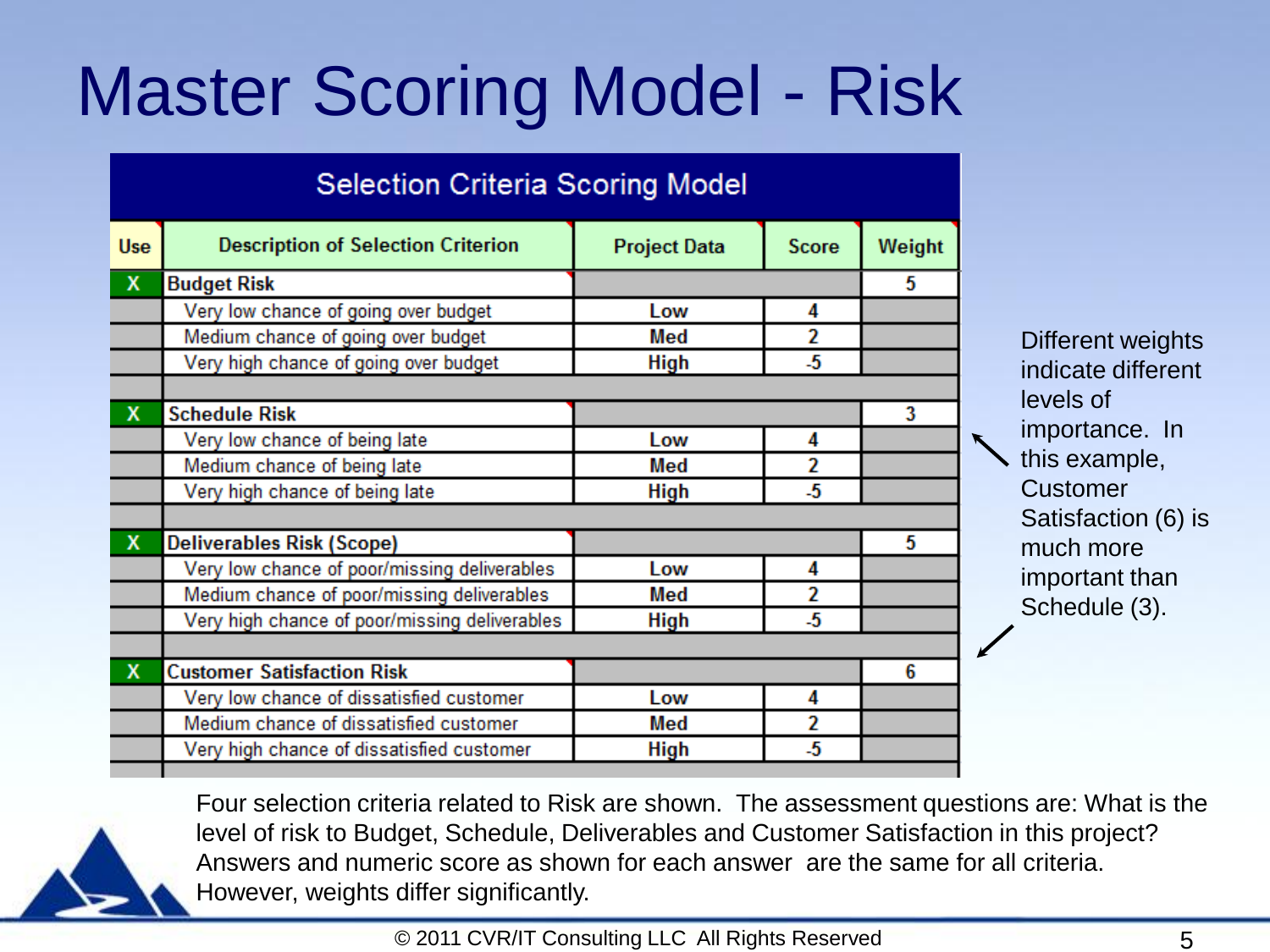# Master Scoring Model - Risk

| Selection Criteria Scoring Model | | | | |
|---|---|---|---|---|
| **Use** | **Description of Selection Criterion** | **Project Data** | **Score** | **Weight** |
| X | **Budget Risk** | | | 5 |
| | Very low chance of going over budget | Low | 4 | |
| | Medium chance of going over budget | Med | 2 | |
| | Very high chance of going over budget | High | -5 | |
| | | | | |
| X | **Schedule Risk** | | | 3 |
| | Very low chance of being late | Low | 4 | |
| | Medium chance of being late | Med | 2 | |
| | Very high chance of being late | High | -5 | |
| | | | | |
| X | **Deliverables Risk (Scope)** | | | 5 |
| | Very low chance of poor/missing deliverables | Low | 4 | |
| | Medium chance of poor/missing deliverables | Med | 2 | |
| | Very high chance of poor/missing deliverables | High | -5 | |
| | | | | |
| X | **Customer Satisfaction Risk** | | | 6 |
| | Very low chance of dissatisfied customer | Low | 4 | |
| | Medium chance of dissatisfied customer | Med | 2 | |
| | Very high chance of dissatisfied customer | High | -5 | |

Different weights indicate different levels of importance. In this example, Customer Satisfaction (6) is much more important than Schedule (3).

Four selection criteria related to Risk are shown. The assessment questions are: What is the level of risk to Budget, Schedule, Deliverables and Customer Satisfaction in this project? Answers and numeric score as shown for each answer are the same for all criteria. However, weights differ significantly.

© 2011 CVR/IT Consulting LLC All Rights Reserved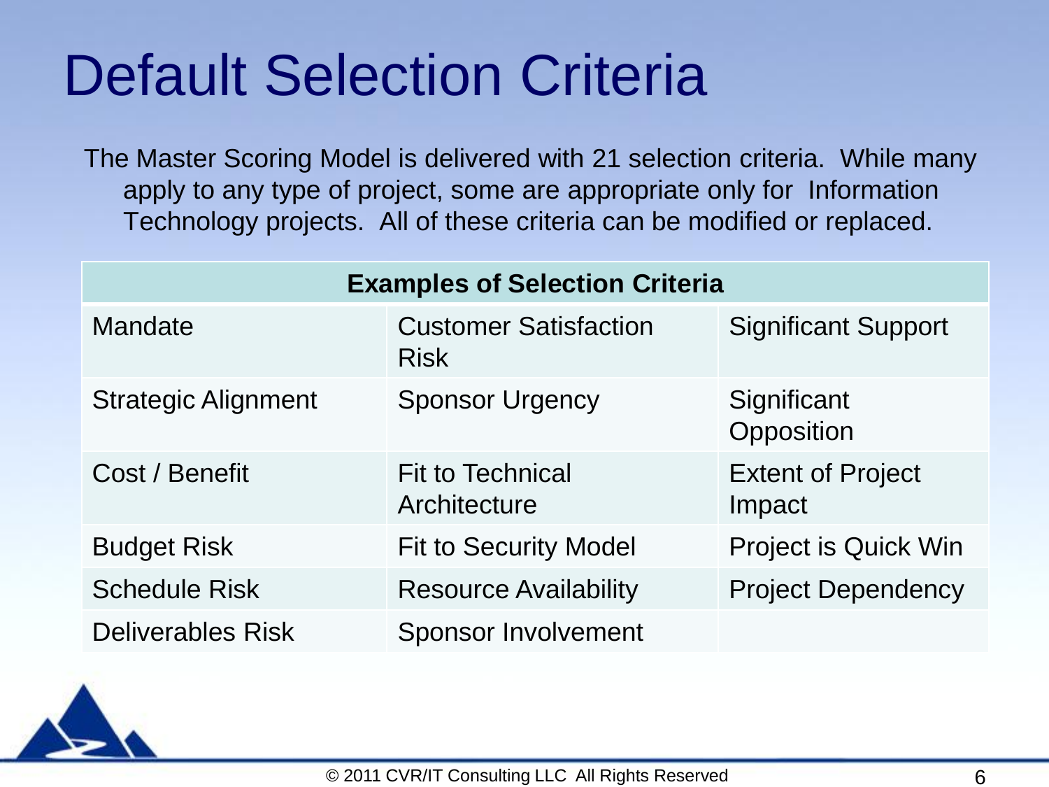# Default Selection Criteria

The Master Scoring Model is delivered with 21 selection criteria. While many apply to any type of project, some are appropriate only for Information Technology projects. All of these criteria can be modified or replaced.

| **Examples of Selection Criteria** | | |
|---|---|---|
| Mandate | Customer Satisfaction Risk | Significant Support |
| Strategic Alignment | Sponsor Urgency | Significant Opposition |
| Cost / Benefit | Fit to Technical Architecture | Extent of Project Impact |
| Budget Risk | Fit to Security Model | Project is Quick Win |
| Schedule Risk | Resource Availability | Project Dependency |
| Deliverables Risk | Sponsor Involvement | |

© 2011 CVR/IT Consulting LLC All Rights Reserved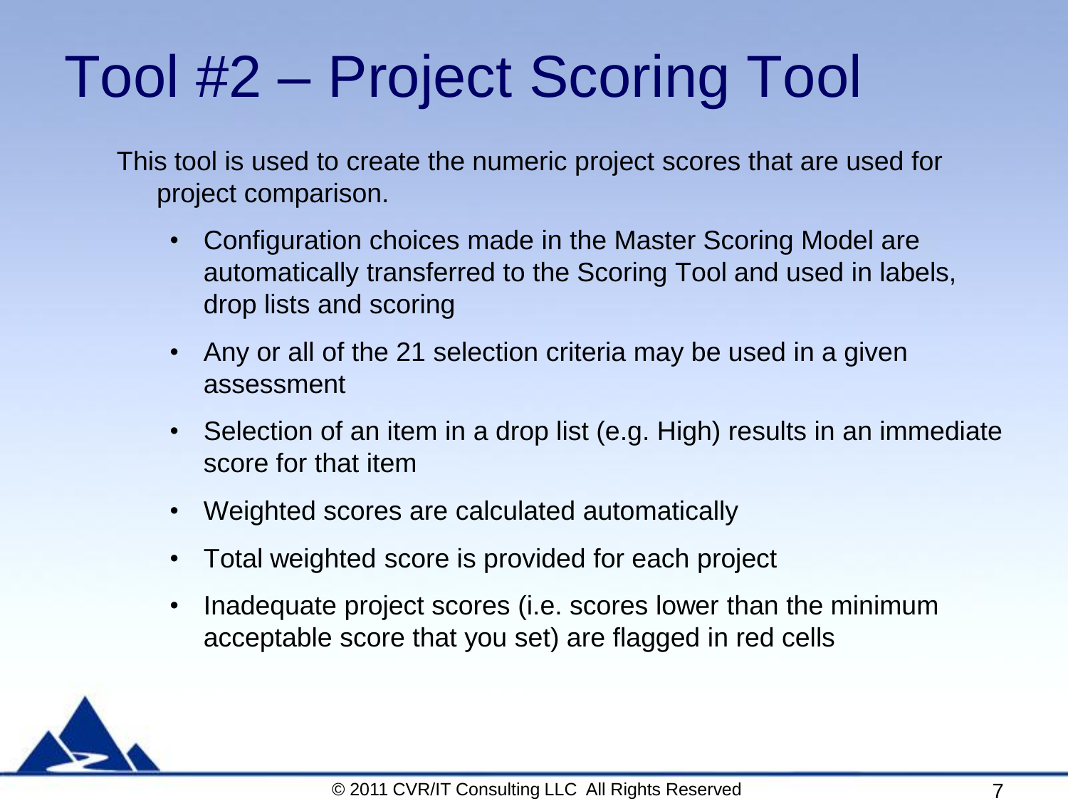# Tool #2 – Project Scoring Tool

This tool is used to create the numeric project scores that are used for project comparison.

- Configuration choices made in the Master Scoring Model are automatically transferred to the Scoring Tool and used in labels, drop lists and scoring
- Any or all of the 21 selection criteria may be used in a given assessment
- Selection of an item in a drop list (e.g. High) results in an immediate score for that item
- Weighted scores are calculated automatically
- Total weighted score is provided for each project
- Inadequate project scores (i.e. scores lower than the minimum acceptable score that you set) are flagged in red cells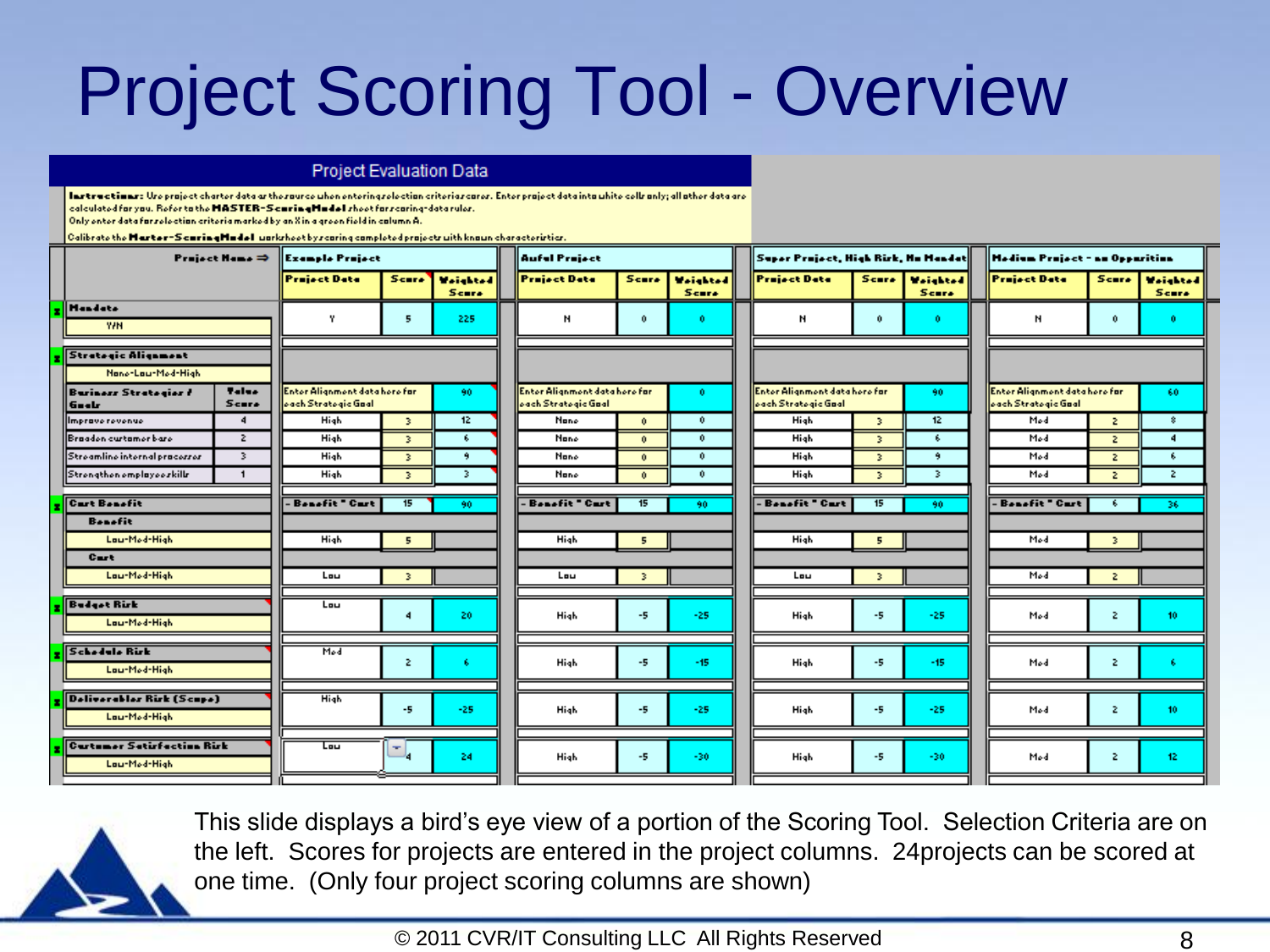# Project Scoring Tool - Overview

## Project Evaluation Data

**Instructions:** Use project charter data or thesaurus when entering selection criteria scores. Enter project data into white cells only; all other data are calculated for you. Refer to the **MASTER-ScoringModel** sheet for scoring-data rules.
Only enter data for selection criteria marked by an X in a green field in column A.
Calibrate the **Master-ScoringModel** worksheet by scoring completed projects with known characteristics.

| Project Name ⇒ | | Example Project | | | Awful Project | | | Super Project, High Risk, No Mandate | | | Medium Project - no Opposition | | |
|---|---|---|---|---|---|---|---|---|---|---|---|---|---|
| | | Project Data | Score | Weighted Score | Project Data | Score | Weighted Score | Project Data | Score | Weighted Score | Project Data | Score | Weighted Score |
| **Mandate** Y/N | | Y | 5 | 225 | N | 0 | 0 | N | 0 | 0 | N | 0 | 0 |
| **Strategic Alignment** None-Low-Med-High | | | | | | | | | | | | | |
| **Business Strategies / Goals** | **Value Score** | Enter Alignment data here for each Strategic Goal | | 90 | Enter Alignment data here for each Strategic Goal | | 0 | Enter Alignment data here for each Strategic Goal | | 90 | Enter Alignment data here for each Strategic Goal | | 60 |
| Improve revenue | 4 | High | 3 | 12 | None | 0 | 0 | High | 3 | 12 | Med | 2 | 8 |
| Broaden customer base | 2 | High | 3 | 6 | None | 0 | 0 | High | 3 | 6 | Med | 2 | 4 |
| Streamline internal processes | 3 | High | 3 | 9 | None | 0 | 0 | High | 3 | 9 | Med | 2 | 6 |
| Strengthen employee skills | 1 | High | 3 | 3 | None | 0 | 0 | High | 3 | 3 | Med | 2 | 2 |
| **Cost Benefit** | | - Benefit * Cost | 15 | 90 | - Benefit * Cost | 15 | 90 | - Benefit * Cost | 15 | 90 | - Benefit * Cost | 6 | 36 |
| **Benefit** Low-Med-High | | High | 5 | | High | 5 | | High | 5 | | Med | 3 | |
| **Cost** Low-Med-High | | Low | 3 | | Low | 3 | | Low | 3 | | Med | 2 | |
| **Budget Risk** Low-Med-High | | Low | 4 | 20 | High | -5 | -25 | High | -5 | -25 | Med | 2 | 10 |
| **Schedule Risk** Low-Med-High | | Med | 2 | 6 | High | -5 | -15 | High | -5 | -15 | Med | 2 | 6 |
| **Deliverables Risk (Scope)** Low-Med-High | | High | -5 | -25 | High | -5 | -25 | High | -5 | -25 | Med | 2 | 10 |
| **Customer Satisfaction Risk** Low-Med-High | | Low | 4 | 24 | High | -5 | -30 | High | -5 | -30 | Med | 2 | 12 |

This slide displays a bird's eye view of a portion of the Scoring Tool. Selection Criteria are on the left. Scores for projects are entered in the project columns. 24projects can be scored at one time. (Only four project scoring columns are shown)

© 2011 CVR/IT Consulting LLC All Rights Reserved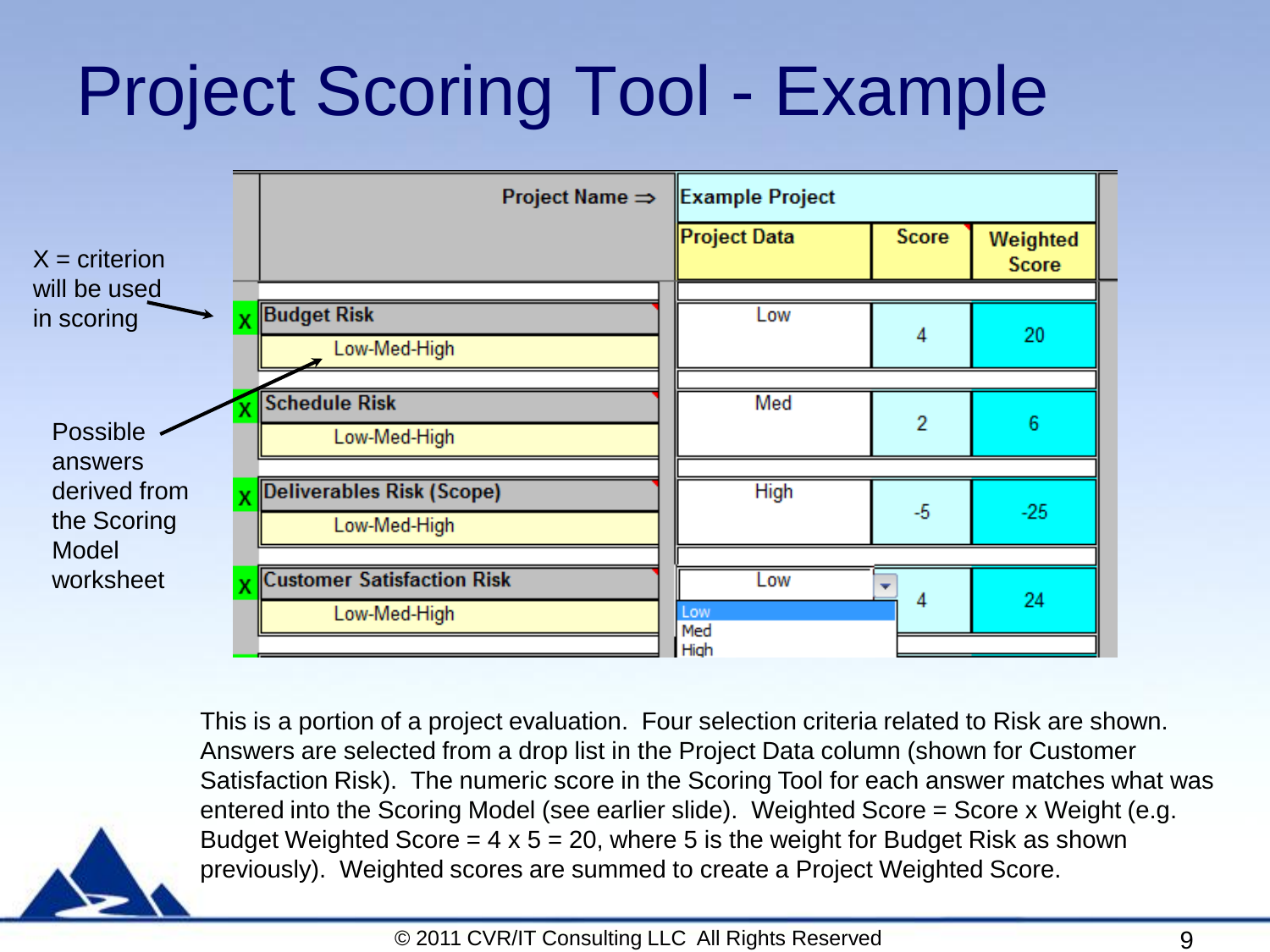# Project Scoring Tool - Example

X = criterion will be used in scoring

Possible answers derived from the Scoring Model worksheet

| | Project Name ⇒ | Example Project | | |
|---|---|---|---|---|
| | | Project Data | Score | Weighted Score |
| X | Budget Risk<br>Low-Med-High | Low | 4 | 20 |
| X | Schedule Risk<br>Low-Med-High | Med | 2 | 6 |
| X | Deliverables Risk (Scope)<br>Low-Med-High | High | -5 | -25 |
| X | Customer Satisfaction Risk<br>Low-Med-High | Low (Low / Med / High) | 4 | 24 |

This is a portion of a project evaluation. Four selection criteria related to Risk are shown. Answers are selected from a drop list in the Project Data column (shown for Customer Satisfaction Risk). The numeric score in the Scoring Tool for each answer matches what was entered into the Scoring Model (see earlier slide). Weighted Score = Score x Weight (e.g. Budget Weighted Score = 4 x 5 = 20, where 5 is the weight for Budget Risk as shown previously). Weighted scores are summed to create a Project Weighted Score.

© 2011 CVR/IT Consulting LLC All Rights Reserved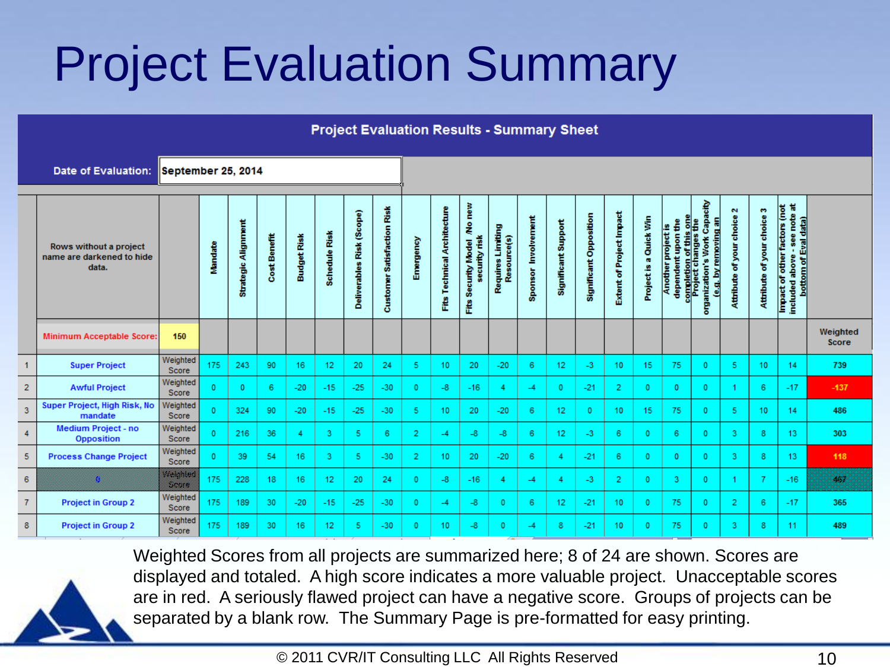# Project Evaluation Summary

**Project Evaluation Results - Summary Sheet**

**Date of Evaluation:** September 25, 2014

| | Rows without a project name are darkened to hide data. | | Mandate | Strategic Alignment | Cost Benefit | Budget Risk | Schedule Risk | Deliverables Risk (Scope) | Customer Satisfaction Risk | Emergency | Fits Technical Architecture | Fits Security Model /No new security risk | Requires Limiting Resource(s) | Sponsor Involvement | Significant Support | Significant Opposition | Extent of Project Impact | Project is a Quick Win | Another project is dependent upon the completion of this one | Project changes the organization's Work Capacity (e.g. by removing an | Attribute of your choice 2 | Attribute of your choice 3 | Impact of other factors (not included above - see note at bottom of Eval data) | |
|---|---|---|---|---|---|---|---|---|---|---|---|---|---|---|---|---|---|---|---|---|---|---|---|---|
| | Minimum Acceptable Score: | 150 | | | | | | | | | | | | | | | | | | | | | | Weighted Score |
| 1 | Super Project | Weighted Score | 175 | 243 | 90 | 16 | 12 | 20 | 24 | 5 | 10 | 20 | -20 | 6 | 12 | -3 | 10 | 15 | 75 | 0 | 5 | 10 | 14 | 739 |
| 2 | Awful Project | Weighted Score | 0 | 0 | 6 | -20 | -15 | -25 | -30 | 0 | -8 | -16 | 4 | -4 | 0 | -21 | 2 | 0 | 0 | 0 | 1 | 6 | -17 | -137 |
| 3 | Super Project, High Risk, No mandate | Weighted Score | 0 | 324 | 90 | -20 | -15 | -25 | -30 | 5 | 10 | 20 | -20 | 6 | 12 | 0 | 10 | 15 | 75 | 0 | 5 | 10 | 14 | 486 |
| 4 | Medium Project - no Opposition | Weighted Score | 0 | 216 | 36 | 4 | 3 | 5 | 6 | 2 | -4 | -8 | -8 | 6 | 12 | -3 | 6 | 0 | 6 | 0 | 3 | 8 | 13 | 303 |
| 5 | Process Change Project | Weighted Score | 0 | 39 | 54 | 16 | 3 | 5 | -30 | 2 | 10 | 20 | -20 | 6 | 4 | -21 | 6 | 0 | 0 | 0 | 3 | 8 | 13 | 118 |
| 6 | 0 | Weighted Score | 175 | 228 | 18 | 16 | 12 | 20 | 24 | 0 | -8 | -16 | 4 | -4 | 4 | -3 | 2 | 0 | 3 | 0 | 1 | 7 | -16 | 467 |
| 7 | Project in Group 2 | Weighted Score | 175 | 189 | 30 | -20 | -15 | -25 | -30 | 0 | -4 | -8 | 0 | 6 | 12 | -21 | 10 | 0 | 75 | 0 | 2 | 6 | -17 | 365 |
| 8 | Project in Group 2 | Weighted Score | 175 | 189 | 30 | 16 | 12 | 5 | -30 | 0 | 10 | -8 | 0 | -4 | 8 | -21 | 10 | 0 | 75 | 0 | 3 | 8 | 11 | 489 |

Weighted Scores from all projects are summarized here; 8 of 24 are shown. Scores are displayed and totaled. A high score indicates a more valuable project. Unacceptable scores are in red. A seriously flawed project can have a negative score. Groups of projects can be separated by a blank row. The Summary Page is pre-formatted for easy printing.

© 2011 CVR/IT Consulting LLC All Rights Reserved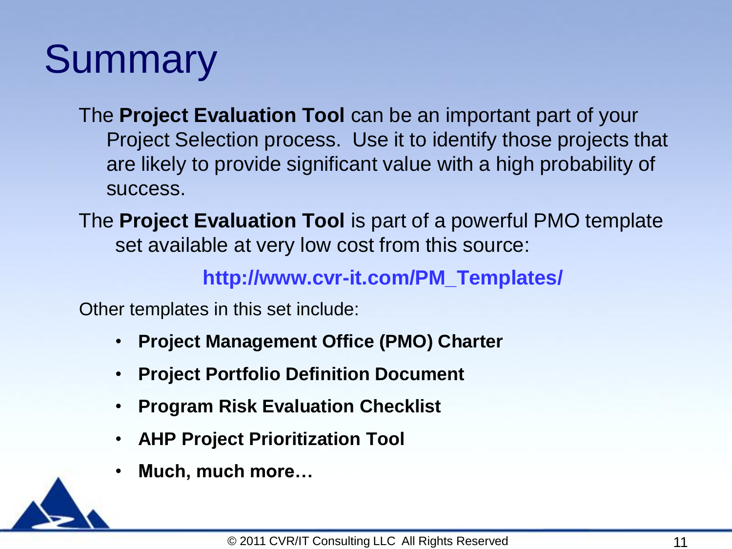# Summary

The **Project Evaluation Tool** can be an important part of your Project Selection process. Use it to identify those projects that are likely to provide significant value with a high probability of success.

The **Project Evaluation Tool** is part of a powerful PMO template set available at very low cost from this source:

**http://www.cvr-it.com/PM_Templates/**

Other templates in this set include:

- **Project Management Office (PMO) Charter**
- **Project Portfolio Definition Document**
- **Program Risk Evaluation Checklist**
- **AHP Project Prioritization Tool**
- **Much, much more…**

© 2011 CVR/IT Consulting LLC All Rights Reserved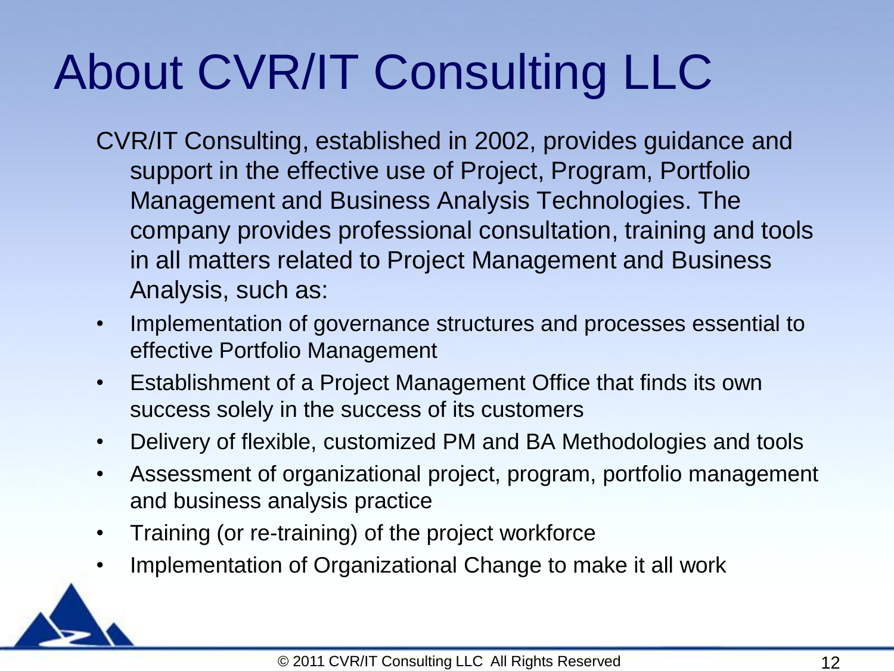# About CVR/IT Consulting LLC

CVR/IT Consulting, established in 2002, provides guidance and support in the effective use of Project, Program, Portfolio Management and Business Analysis Technologies. The company provides professional consultation, training and tools in all matters related to Project Management and Business Analysis, such as:

- Implementation of governance structures and processes essential to effective Portfolio Management
- Establishment of a Project Management Office that finds its own success solely in the success of its customers
- Delivery of flexible, customized PM and BA Methodologies and tools
- Assessment of organizational project, program, portfolio management and business analysis practice
- Training (or re-training) of the project workforce
- Implementation of Organizational Change to make it all work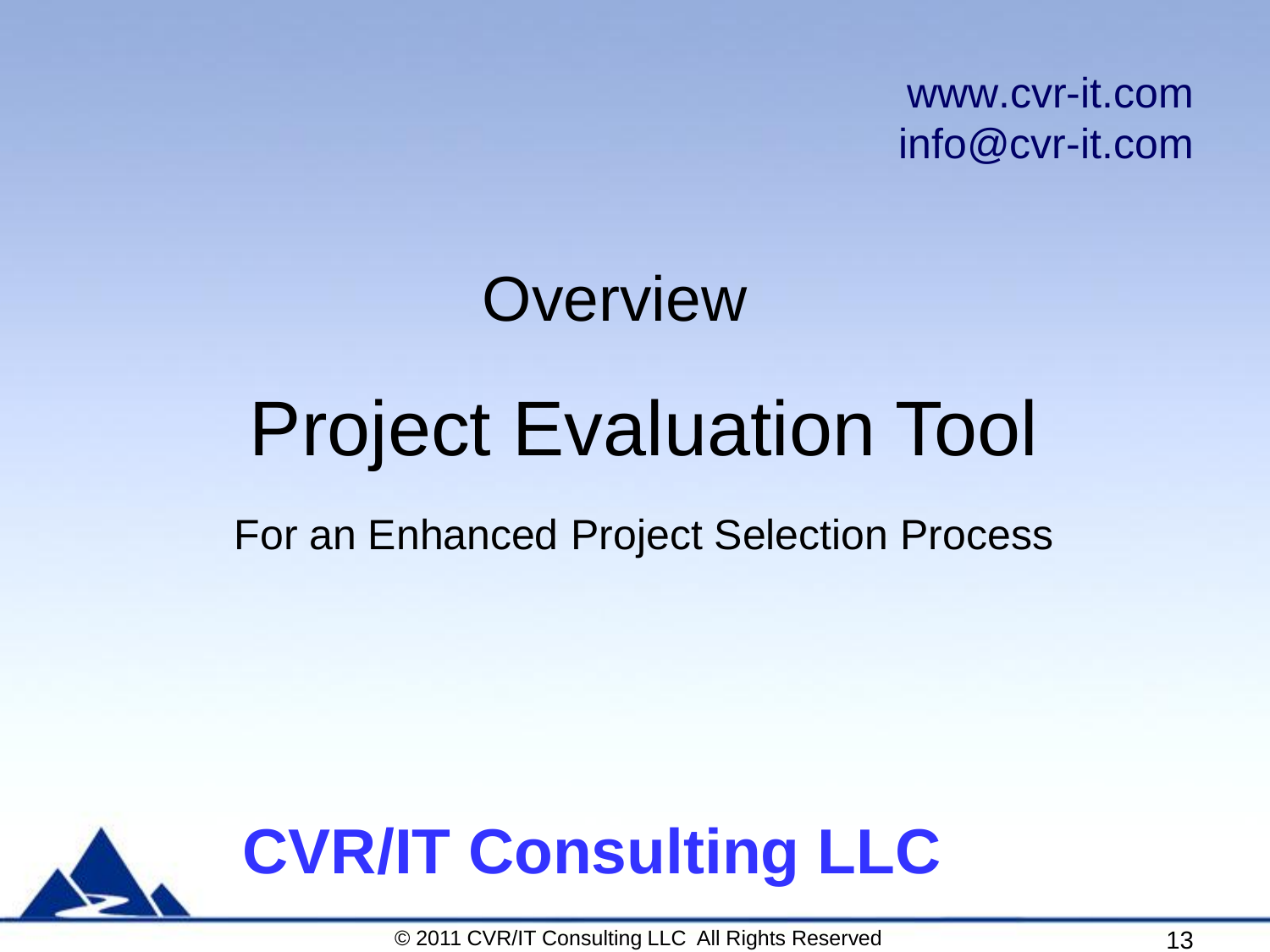www.cvr-it.com
info@cvr-it.com

## Overview

# Project Evaluation Tool

For an Enhanced Project Selection Process

**CVR/IT Consulting LLC**

© 2011 CVR/IT Consulting LLC All Rights Reserved